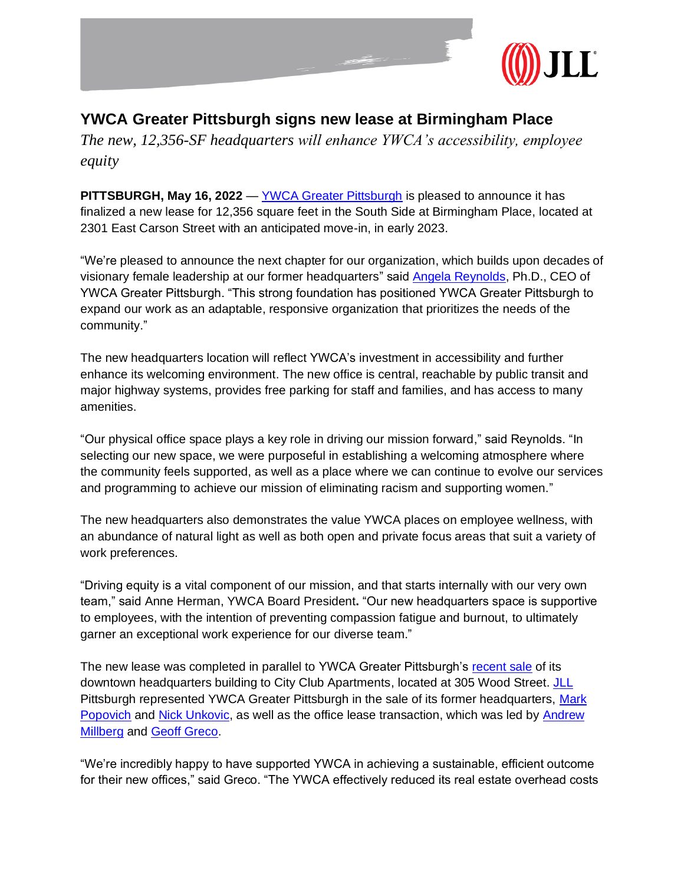# YWCA Greater Pittsburgh signs new lease at Birmingham Place

*The new, 12,356-SF headquarters will enhance YWCA's accessibility, employee equity*

**PITTSBURGH, May 16, 2022** — YWCA Greater Pittsburgh is pleased to announce it has finalized a new lease for 12,356 square feet in the South Side at Birmingham Place, located at 2301 East Carson Street with an anticipated move-in, in early 2023.

"We're pleased to announce the next chapter for our organization, which builds upon decades of visionary female leadership at our former headquarters" said Angela Reynolds, Ph.D., CEO of YWCA Greater Pittsburgh. "This strong foundation has positioned YWCA Greater Pittsburgh to expand our work as an adaptable, responsive organization that prioritizes the needs of the community."

The new headquarters location will reflect YWCA's investment in accessibility and further enhance its welcoming environment. The new office is central, reachable by public transit and major highway systems, provides free parking for staff and families, and has access to many amenities.

"Our physical office space plays a key role in driving our mission forward," said Reynolds. "In selecting our new space, we were purposeful in establishing a welcoming atmosphere where the community feels supported, as well as a place where we can continue to evolve our services and programming to achieve our mission of eliminating racism and supporting women."

The new headquarters also demonstrates the value YWCA places on employee wellness, with an abundance of natural light as well as both open and private focus areas that suit a variety of work preferences.

"Driving equity is a vital component of our mission, and that starts internally with our very own team," said Anne Herman, YWCA Board President**.** "Our new headquarters space is supportive to employees, with the intention of preventing compassion fatigue and burnout, to ultimately garner an exceptional work experience for our diverse team."

The new lease was completed in parallel to YWCA Greater Pittsburgh's recent sale of its downtown headquarters building to City Club Apartments, located at 305 Wood Street. JLL Pittsburgh represented YWCA Greater Pittsburgh in the sale of its former headquarters, Mark Popovich and Nick Unkovic, as well as the office lease transaction, which was led by Andrew Millberg and Geoff Greco.

"We're incredibly happy to have supported YWCA in achieving a sustainable, efficient outcome for their new offices," said Greco. "The YWCA effectively reduced its real estate overhead costs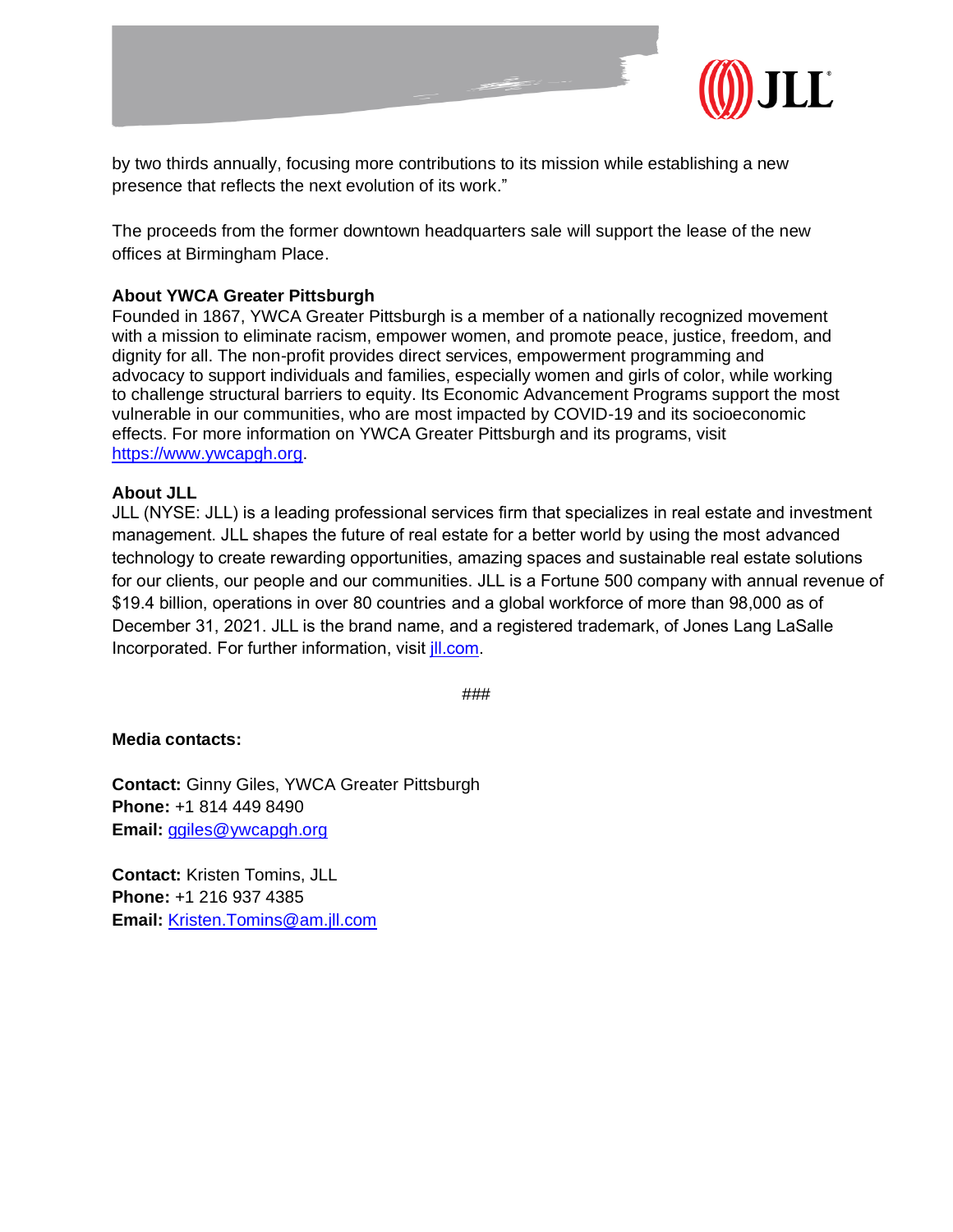by two thirds annually, focusing more contributions to its mission while establishing a new presence that reflects the next evolution of its work."

The proceeds from the former downtown headquarters sale will support the lease of the new offices at Birmingham Place.

**About YWCA Greater Pittsburgh**
Founded in 1867, YWCA Greater Pittsburgh is a member of a nationally recognized movement with a mission to eliminate racism, empower women, and promote peace, justice, freedom, and dignity for all. The non-profit provides direct services, empowerment programming and advocacy to support individuals and families, especially women and girls of color, while working to challenge structural barriers to equity. Its Economic Advancement Programs support the most vulnerable in our communities, who are most impacted by COVID-19 and its socioeconomic effects. For more information on YWCA Greater Pittsburgh and its programs, visit https://www.ywcapgh.org.

**About JLL**
JLL (NYSE: JLL) is a leading professional services firm that specializes in real estate and investment management. JLL shapes the future of real estate for a better world by using the most advanced technology to create rewarding opportunities, amazing spaces and sustainable real estate solutions for our clients, our people and our communities. JLL is a Fortune 500 company with annual revenue of $19.4 billion, operations in over 80 countries and a global workforce of more than 98,000 as of December 31, 2021. JLL is the brand name, and a registered trademark, of Jones Lang LaSalle Incorporated. For further information, visit jll.com.

###

**Media contacts:**

**Contact:** Ginny Giles, YWCA Greater Pittsburgh
**Phone:** +1 814 449 8490
**Email:** ggiles@ywcapgh.org

**Contact:** Kristen Tomins, JLL
**Phone:** +1 216 937 4385
**Email:** Kristen.Tomins@am.jll.com